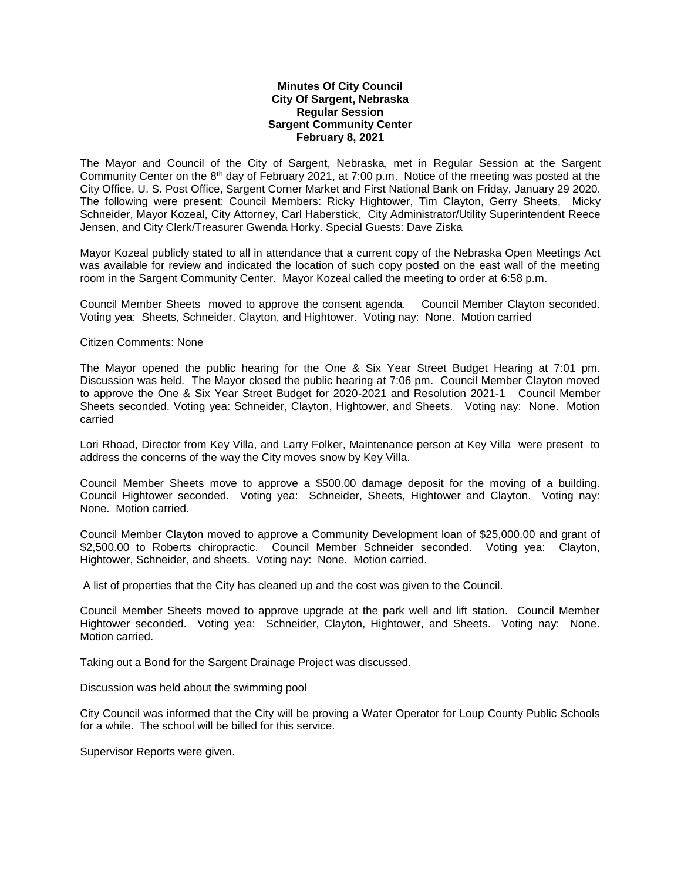**Minutes Of City Council**
**City Of Sargent, Nebraska**
**Regular Session**
**Sargent Community Center**
**February 8, 2021**

The Mayor and Council of the City of Sargent, Nebraska, met in Regular Session at the Sargent Community Center on the 8th day of February 2021, at 7:00 p.m. Notice of the meeting was posted at the City Office, U. S. Post Office, Sargent Corner Market and First National Bank on Friday, January 29 2020. The following were present: Council Members: Ricky Hightower, Tim Clayton, Gerry Sheets, Micky Schneider, Mayor Kozeal, City Attorney, Carl Haberstick, City Administrator/Utility Superintendent Reece Jensen, and City Clerk/Treasurer Gwenda Horky. Special Guests: Dave Ziska

Mayor Kozeal publicly stated to all in attendance that a current copy of the Nebraska Open Meetings Act was available for review and indicated the location of such copy posted on the east wall of the meeting room in the Sargent Community Center. Mayor Kozeal called the meeting to order at 6:58 p.m.

Council Member Sheets moved to approve the consent agenda. Council Member Clayton seconded. Voting yea: Sheets, Schneider, Clayton, and Hightower. Voting nay: None. Motion carried

Citizen Comments: None

The Mayor opened the public hearing for the One & Six Year Street Budget Hearing at 7:01 pm. Discussion was held. The Mayor closed the public hearing at 7:06 pm. Council Member Clayton moved to approve the One & Six Year Street Budget for 2020-2021 and Resolution 2021-1 Council Member Sheets seconded. Voting yea: Schneider, Clayton, Hightower, and Sheets. Voting nay: None. Motion carried

Lori Rhoad, Director from Key Villa, and Larry Folker, Maintenance person at Key Villa were present to address the concerns of the way the City moves snow by Key Villa.

Council Member Sheets move to approve a $500.00 damage deposit for the moving of a building. Council Hightower seconded. Voting yea: Schneider, Sheets, Hightower and Clayton. Voting nay: None. Motion carried.

Council Member Clayton moved to approve a Community Development loan of $25,000.00 and grant of $2,500.00 to Roberts chiropractic. Council Member Schneider seconded. Voting yea: Clayton, Hightower, Schneider, and sheets. Voting nay: None. Motion carried.

A list of properties that the City has cleaned up and the cost was given to the Council.

Council Member Sheets moved to approve upgrade at the park well and lift station. Council Member Hightower seconded. Voting yea: Schneider, Clayton, Hightower, and Sheets. Voting nay: None. Motion carried.

Taking out a Bond for the Sargent Drainage Project was discussed.

Discussion was held about the swimming pool

City Council was informed that the City will be proving a Water Operator for Loup County Public Schools for a while. The school will be billed for this service.

Supervisor Reports were given.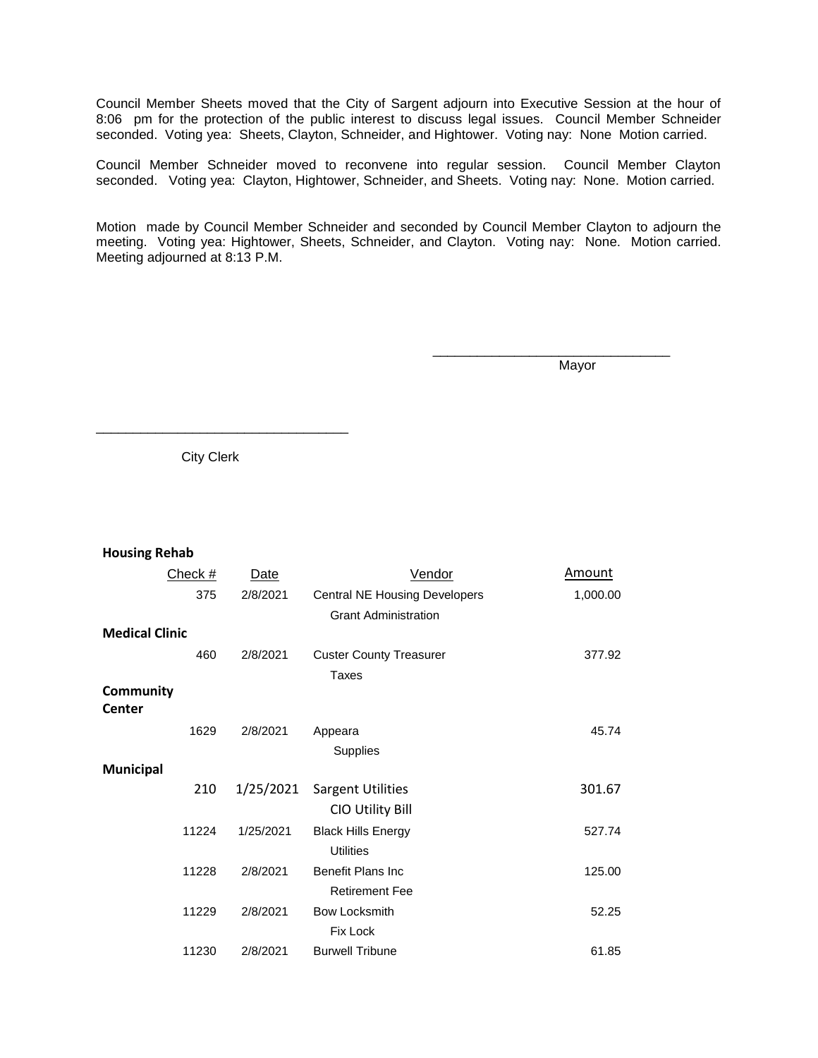Council Member Sheets moved that the City of Sargent adjourn into Executive Session at the hour of 8:06 pm for the protection of the public interest to discuss legal issues. Council Member Schneider seconded. Voting yea: Sheets, Clayton, Schneider, and Hightower. Voting nay: None Motion carried.

Council Member Schneider moved to reconvene into regular session. Council Member Clayton seconded. Voting yea: Clayton, Hightower, Schneider, and Sheets. Voting nay: None. Motion carried.

Motion made by Council Member Schneider and seconded by Council Member Clayton to adjourn the meeting. Voting yea: Hightower, Sheets, Schneider, and Clayton. Voting nay: None. Motion carried. Meeting adjourned at 8:13 P.M.

\_\_\_\_\_\_\_\_\_\_\_\_\_\_\_\_\_\_\_\_\_\_\_\_\_\_\_\_\_\_\_\_
Mayor

\_\_\_\_\_\_\_\_\_\_\_\_\_\_\_\_\_\_\_\_\_\_\_\_\_\_\_\_\_\_\_\_
City Clerk

| | Check # | Date | Vendor | Amount |
|---|---|---|---|---|
| **Housing Rehab** | | | | |
| | 375 | 2/8/2021 | Central NE Housing Developers | 1,000.00 |
| | | | Grant Administration | |
| **Medical Clinic** | | | | |
| | 460 | 2/8/2021 | Custer County Treasurer | 377.92 |
| | | | Taxes | |
| **Community Center** | | | | |
| | 1629 | 2/8/2021 | Appeara | 45.74 |
| | | | Supplies | |
| **Municipal** | | | | |
| | 210 | 1/25/2021 | Sargent Utilities | 301.67 |
| | | | CIO Utility Bill | |
| | 11224 | 1/25/2021 | Black Hills Energy | 527.74 |
| | | | Utilities | |
| | 11228 | 2/8/2021 | Benefit Plans Inc | 125.00 |
| | | | Retirement Fee | |
| | 11229 | 2/8/2021 | Bow Locksmith | 52.25 |
| | | | Fix Lock | |
| | 11230 | 2/8/2021 | Burwell Tribune | 61.85 |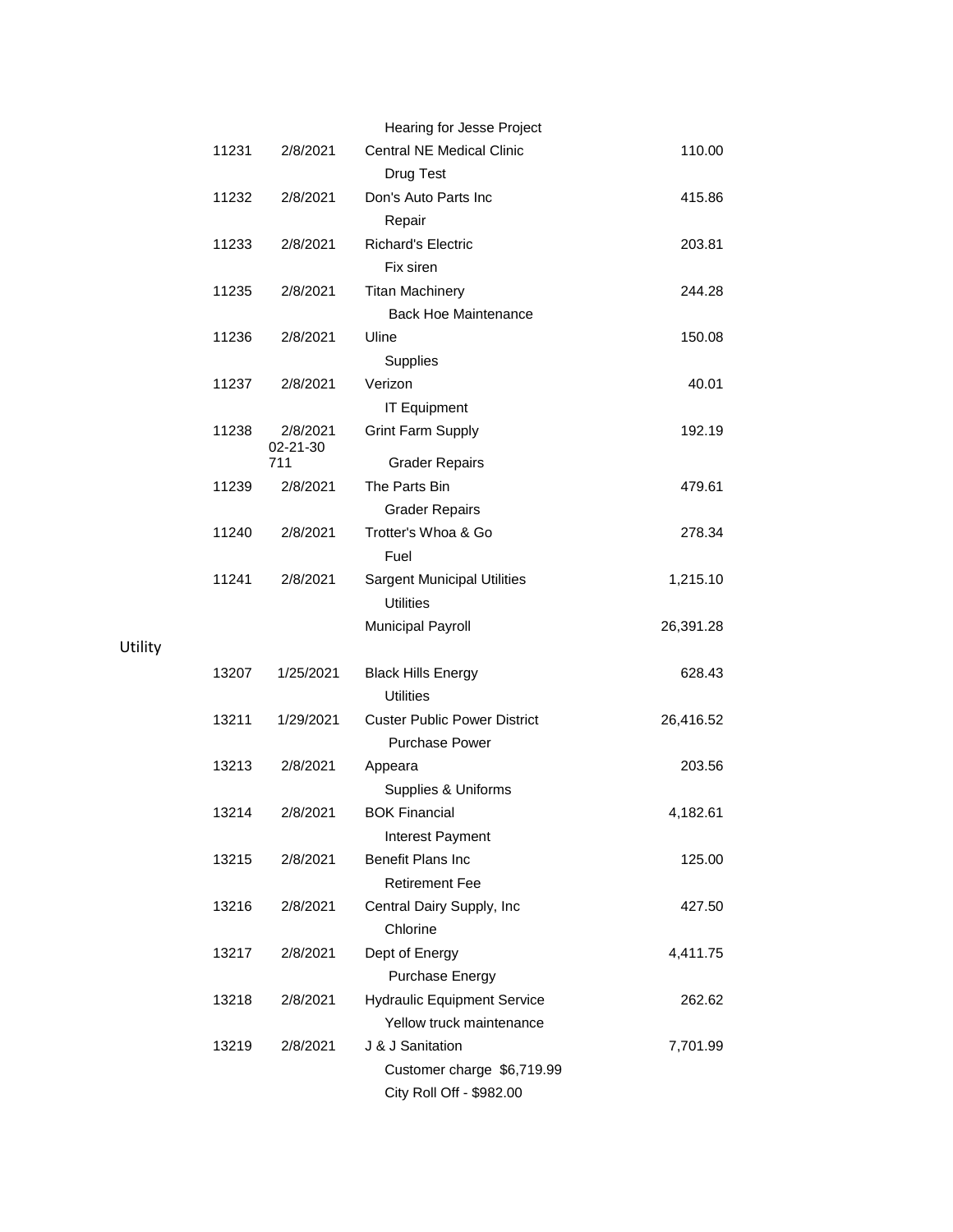| | | | |
|---|---|---|---|
| | | Hearing for Jesse Project | |
| 11231 | 2/8/2021 | Central NE Medical Clinic | 110.00 |
| | | Drug Test | |
| 11232 | 2/8/2021 | Don's Auto Parts Inc | 415.86 |
| | | Repair | |
| 11233 | 2/8/2021 | Richard's Electric | 203.81 |
| | | Fix siren | |
| 11235 | 2/8/2021 | Titan Machinery | 244.28 |
| | | Back Hoe Maintenance | |
| 11236 | 2/8/2021 | Uline | 150.08 |
| | | Supplies | |
| 11237 | 2/8/2021 | Verizon | 40.01 |
| | | IT Equipment | |
| 11238 | 2/8/2021 02-21-30 711 | Grint Farm Supply | 192.19 |
| | | Grader Repairs | |
| 11239 | 2/8/2021 | The Parts Bin | 479.61 |
| | | Grader Repairs | |
| 11240 | 2/8/2021 | Trotter's Whoa & Go | 278.34 |
| | | Fuel | |
| 11241 | 2/8/2021 | Sargent Municipal Utilities | 1,215.10 |
| | | Utilities | |
| | | Municipal Payroll | 26,391.28 |

Utility

| | | | |
|---|---|---|---|
| 13207 | 1/25/2021 | Black Hills Energy | 628.43 |
| | | Utilities | |
| 13211 | 1/29/2021 | Custer Public Power District | 26,416.52 |
| | | Purchase Power | |
| 13213 | 2/8/2021 | Appeara | 203.56 |
| | | Supplies & Uniforms | |
| 13214 | 2/8/2021 | BOK Financial | 4,182.61 |
| | | Interest Payment | |
| 13215 | 2/8/2021 | Benefit Plans Inc | 125.00 |
| | | Retirement Fee | |
| 13216 | 2/8/2021 | Central Dairy Supply, Inc | 427.50 |
| | | Chlorine | |
| 13217 | 2/8/2021 | Dept of Energy | 4,411.75 |
| | | Purchase Energy | |
| 13218 | 2/8/2021 | Hydraulic Equipment Service | 262.62 |
| | | Yellow truck maintenance | |
| 13219 | 2/8/2021 | J & J Sanitation | 7,701.99 |
| | | Customer charge $6,719.99 | |
| | | City Roll Off - $982.00 | |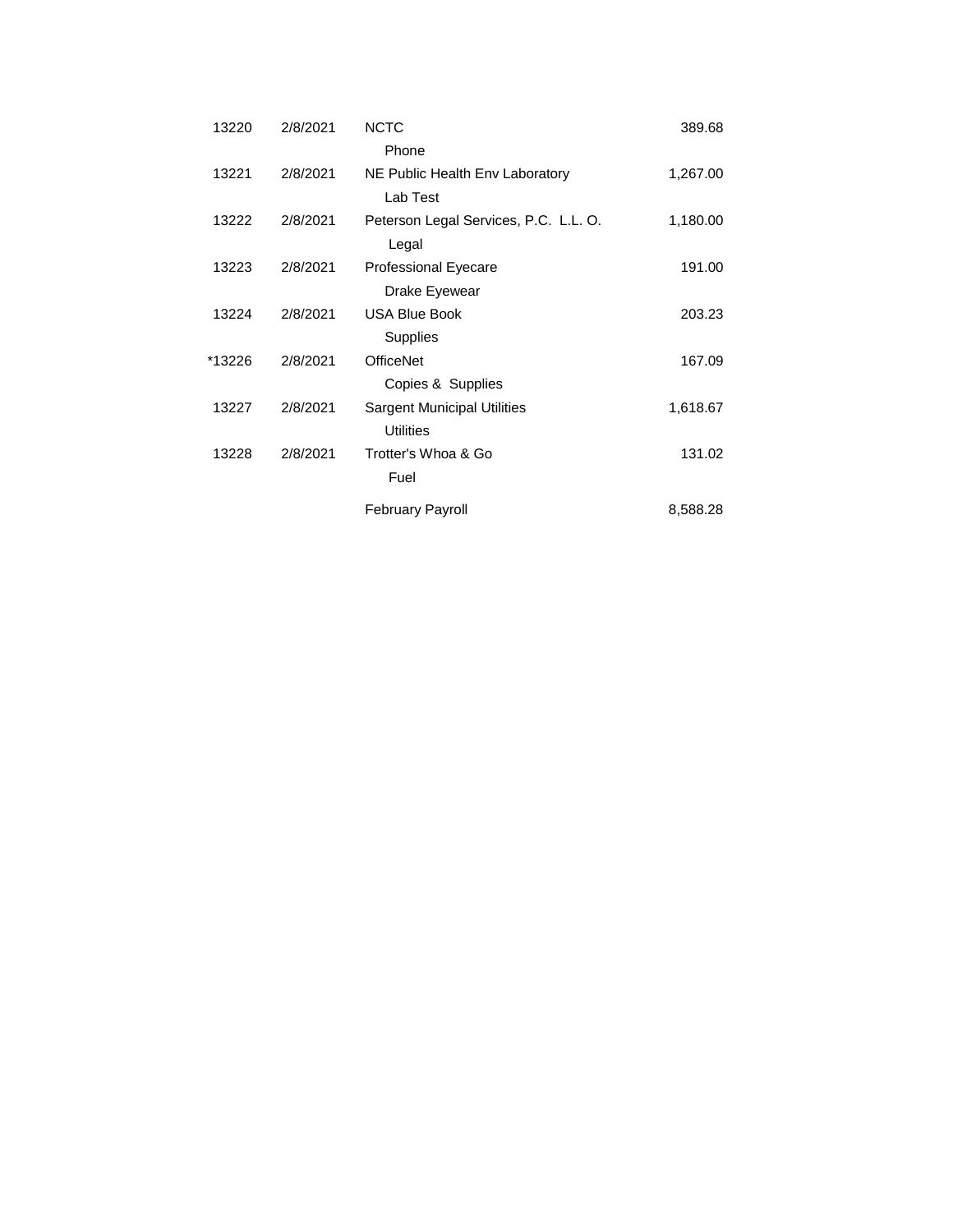| | | | |
|---|---|---|---|
| 13220 | 2/8/2021 | NCTC<br>Phone | 389.68 |
| 13221 | 2/8/2021 | NE Public Health Env Laboratory<br>Lab Test | 1,267.00 |
| 13222 | 2/8/2021 | Peterson Legal Services, P.C. L.L. O.<br>Legal | 1,180.00 |
| 13223 | 2/8/2021 | Professional Eyecare<br>Drake Eyewear | 191.00 |
| 13224 | 2/8/2021 | USA Blue Book<br>Supplies | 203.23 |
| *13226 | 2/8/2021 | OfficeNet<br>Copies & Supplies | 167.09 |
| 13227 | 2/8/2021 | Sargent Municipal Utilities<br>Utilities | 1,618.67 |
| 13228 | 2/8/2021 | Trotter's Whoa & Go<br>Fuel | 131.02 |
| | | February Payroll | 8,588.28 |